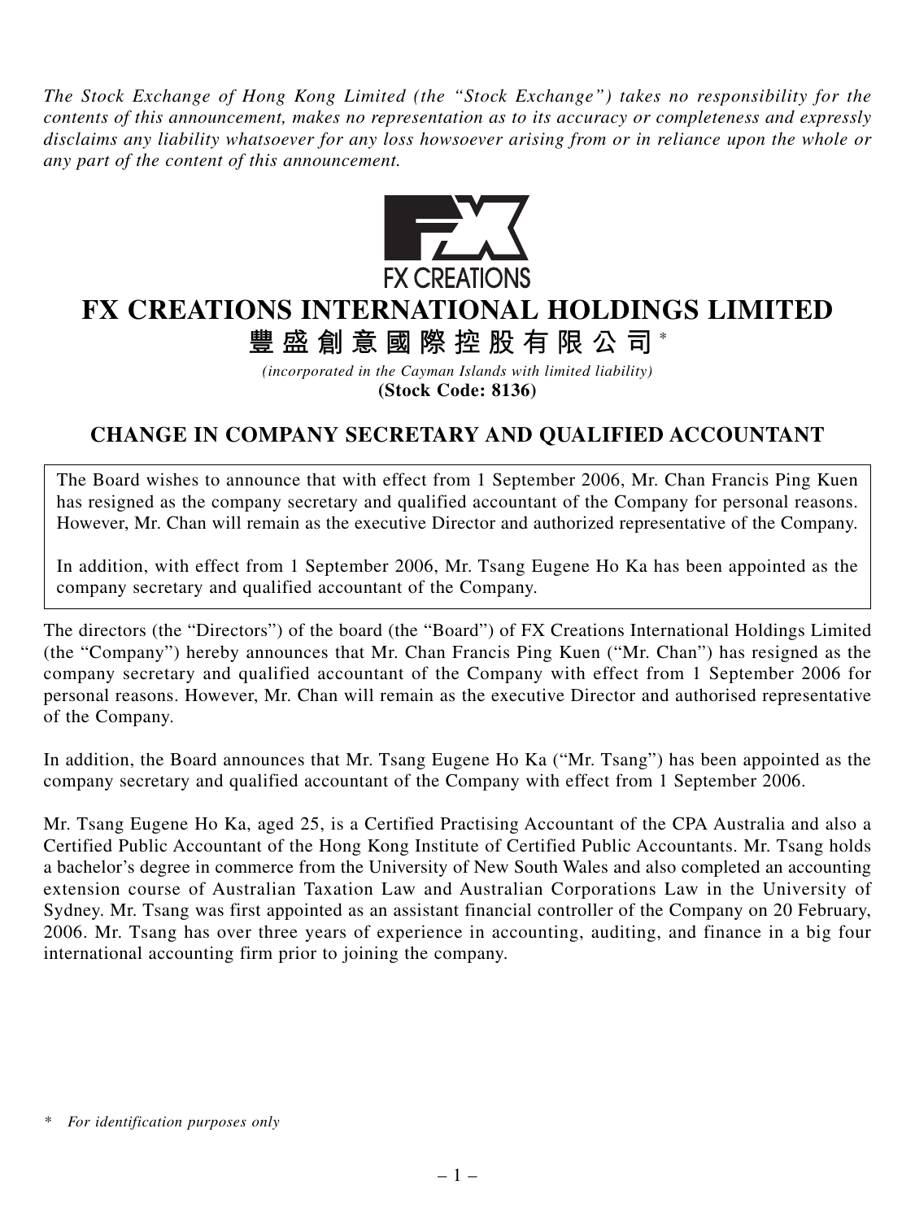*The Stock Exchange of Hong Kong Limited (the "Stock Exchange") takes no responsibility for the contents of this announcement, makes no representation as to its accuracy or completeness and expressly disclaims any liability whatsoever for any loss howsoever arising from or in reliance upon the whole or any part of the content of this announcement.*

FX CREATIONS

# FX CREATIONS INTERNATIONAL HOLDINGS LIMITED

# 豐盛創意國際控股有限公司*

*(incorporated in the Cayman Islands with limited liability)*

**(Stock Code: 8136)**

## CHANGE IN COMPANY SECRETARY AND QUALIFIED ACCOUNTANT

The Board wishes to announce that with effect from 1 September 2006, Mr. Chan Francis Ping Kuen has resigned as the company secretary and qualified accountant of the Company for personal reasons. However, Mr. Chan will remain as the executive Director and authorized representative of the Company.

In addition, with effect from 1 September 2006, Mr. Tsang Eugene Ho Ka has been appointed as the company secretary and qualified accountant of the Company.

The directors (the "Directors") of the board (the "Board") of FX Creations International Holdings Limited (the "Company") hereby announces that Mr. Chan Francis Ping Kuen ("Mr. Chan") has resigned as the company secretary and qualified accountant of the Company with effect from 1 September 2006 for personal reasons. However, Mr. Chan will remain as the executive Director and authorised representative of the Company.

In addition, the Board announces that Mr. Tsang Eugene Ho Ka ("Mr. Tsang") has been appointed as the company secretary and qualified accountant of the Company with effect from 1 September 2006.

Mr. Tsang Eugene Ho Ka, aged 25, is a Certified Practising Accountant of the CPA Australia and also a Certified Public Accountant of the Hong Kong Institute of Certified Public Accountants. Mr. Tsang holds a bachelor's degree in commerce from the University of New South Wales and also completed an accounting extension course of Australian Taxation Law and Australian Corporations Law in the University of Sydney. Mr. Tsang was first appointed as an assistant financial controller of the Company on 20 February, 2006. Mr. Tsang has over three years of experience in accounting, auditing, and finance in a big four international accounting firm prior to joining the company.

\* *For identification purposes only*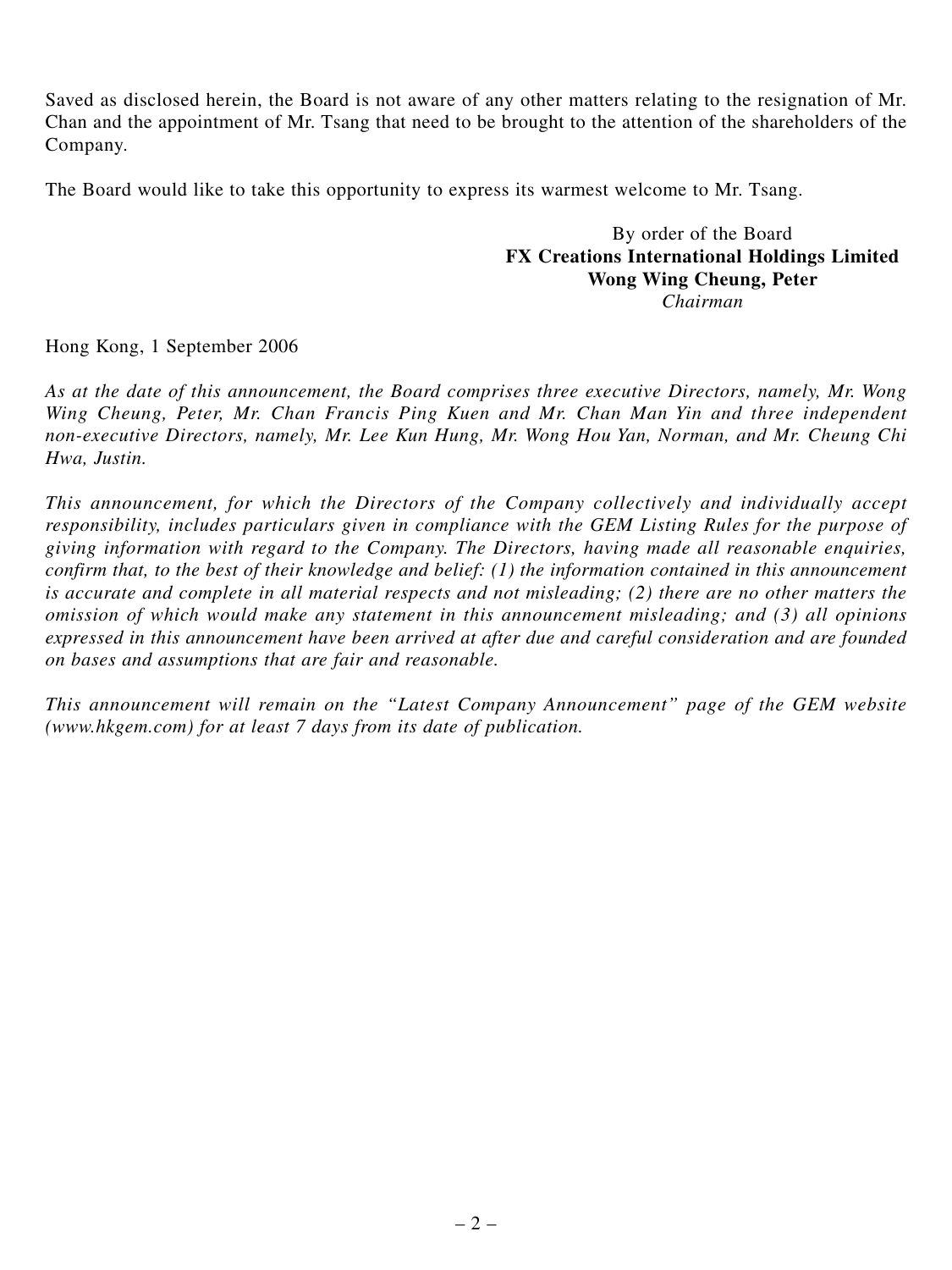Saved as disclosed herein, the Board is not aware of any other matters relating to the resignation of Mr. Chan and the appointment of Mr. Tsang that need to be brought to the attention of the shareholders of the Company.

The Board would like to take this opportunity to express its warmest welcome to Mr. Tsang.

By order of the Board
**FX Creations International Holdings Limited**
**Wong Wing Cheung, Peter**
*Chairman*

Hong Kong, 1 September 2006

*As at the date of this announcement, the Board comprises three executive Directors, namely, Mr. Wong Wing Cheung, Peter, Mr. Chan Francis Ping Kuen and Mr. Chan Man Yin and three independent non-executive Directors, namely, Mr. Lee Kun Hung, Mr. Wong Hou Yan, Norman, and Mr. Cheung Chi Hwa, Justin.*

*This announcement, for which the Directors of the Company collectively and individually accept responsibility, includes particulars given in compliance with the GEM Listing Rules for the purpose of giving information with regard to the Company. The Directors, having made all reasonable enquiries, confirm that, to the best of their knowledge and belief: (1) the information contained in this announcement is accurate and complete in all material respects and not misleading; (2) there are no other matters the omission of which would make any statement in this announcement misleading; and (3) all opinions expressed in this announcement have been arrived at after due and careful consideration and are founded on bases and assumptions that are fair and reasonable.*

*This announcement will remain on the "Latest Company Announcement" page of the GEM website (www.hkgem.com) for at least 7 days from its date of publication.*